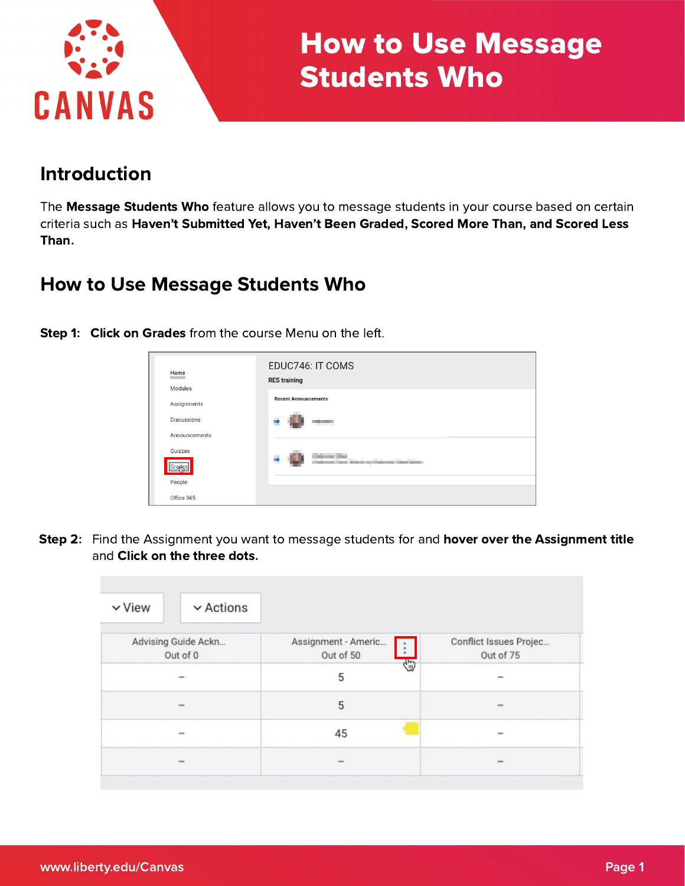# How to Use Message Students Who

## Introduction

The **Message Students Who** feature allows you to message students in your course based on certain criteria such as **Haven't Submitted Yet, Haven't Been Graded, Scored More Than, and Scored Less Than.**

## How to Use Message Students Who

**Step 1:** **Click on Grades** from the course Menu on the left.

**Step 2:** Find the Assignment you want to message students for and **hover over the Assignment title** and **Click on the three dots.**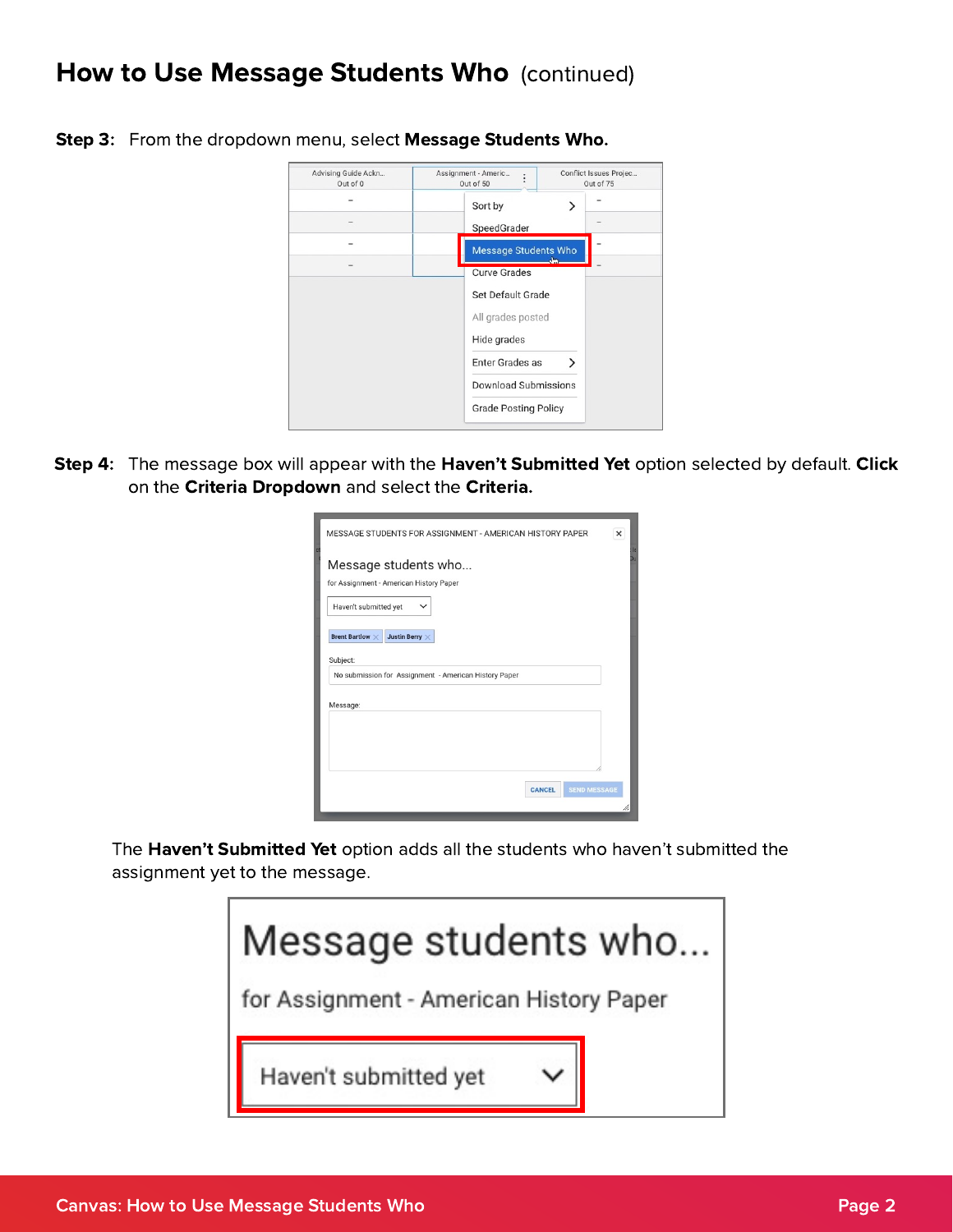# How to Use Message Students Who (continued)

**Step 3:** From the dropdown menu, select **Message Students Who.**

**Step 4:** The message box will appear with the **Haven't Submitted Yet** option selected by default. **Click** on the **Criteria Dropdown** and select the **Criteria.**

The **Haven't Submitted Yet** option adds all the students who haven't submitted the assignment yet to the message.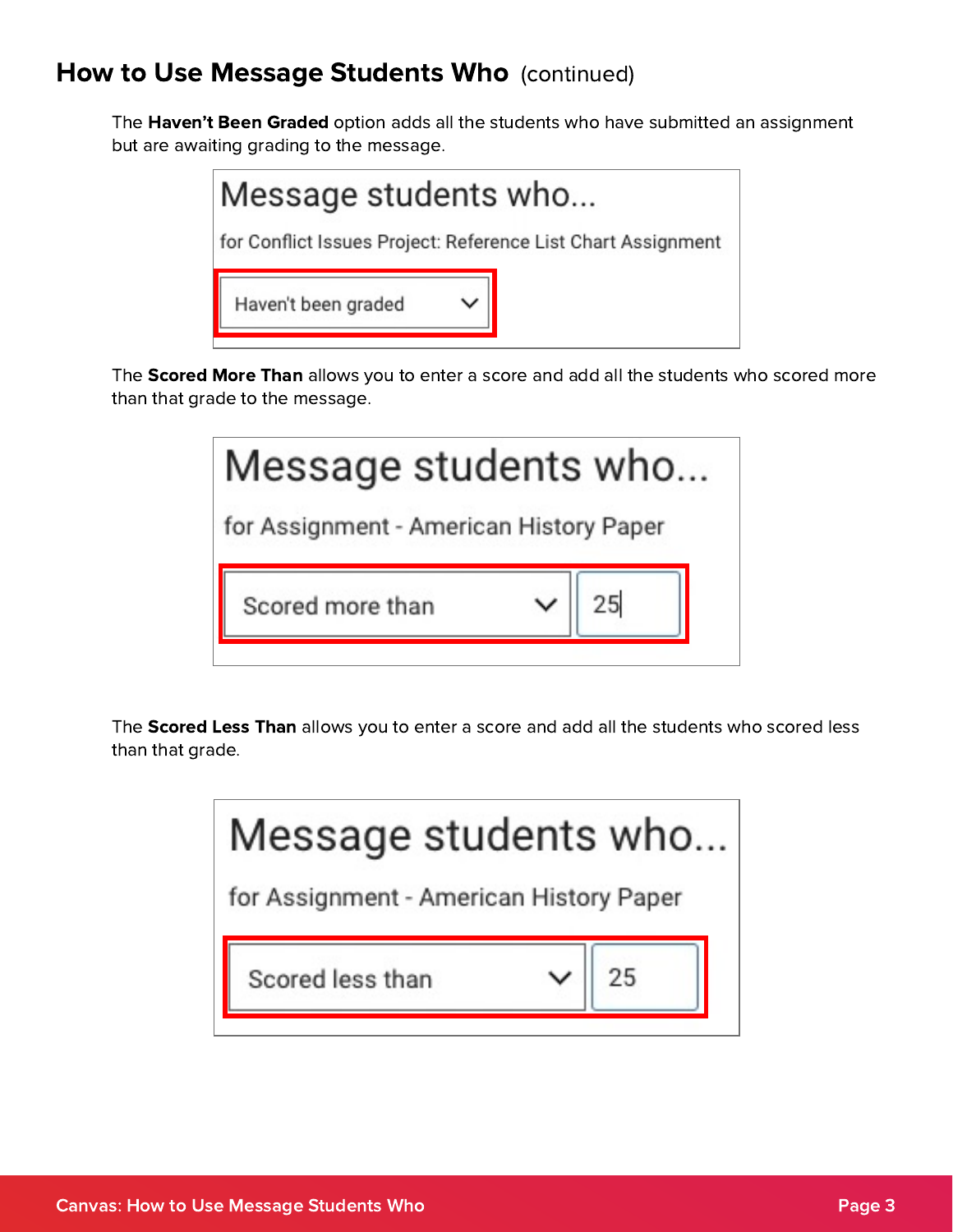## How to Use Message Students Who (continued)

The **Haven't Been Graded** option adds all the students who have submitted an assignment but are awaiting grading to the message.

The **Scored More Than** allows you to enter a score and add all the students who scored more than that grade to the message.

The **Scored Less Than** allows you to enter a score and add all the students who scored less than that grade.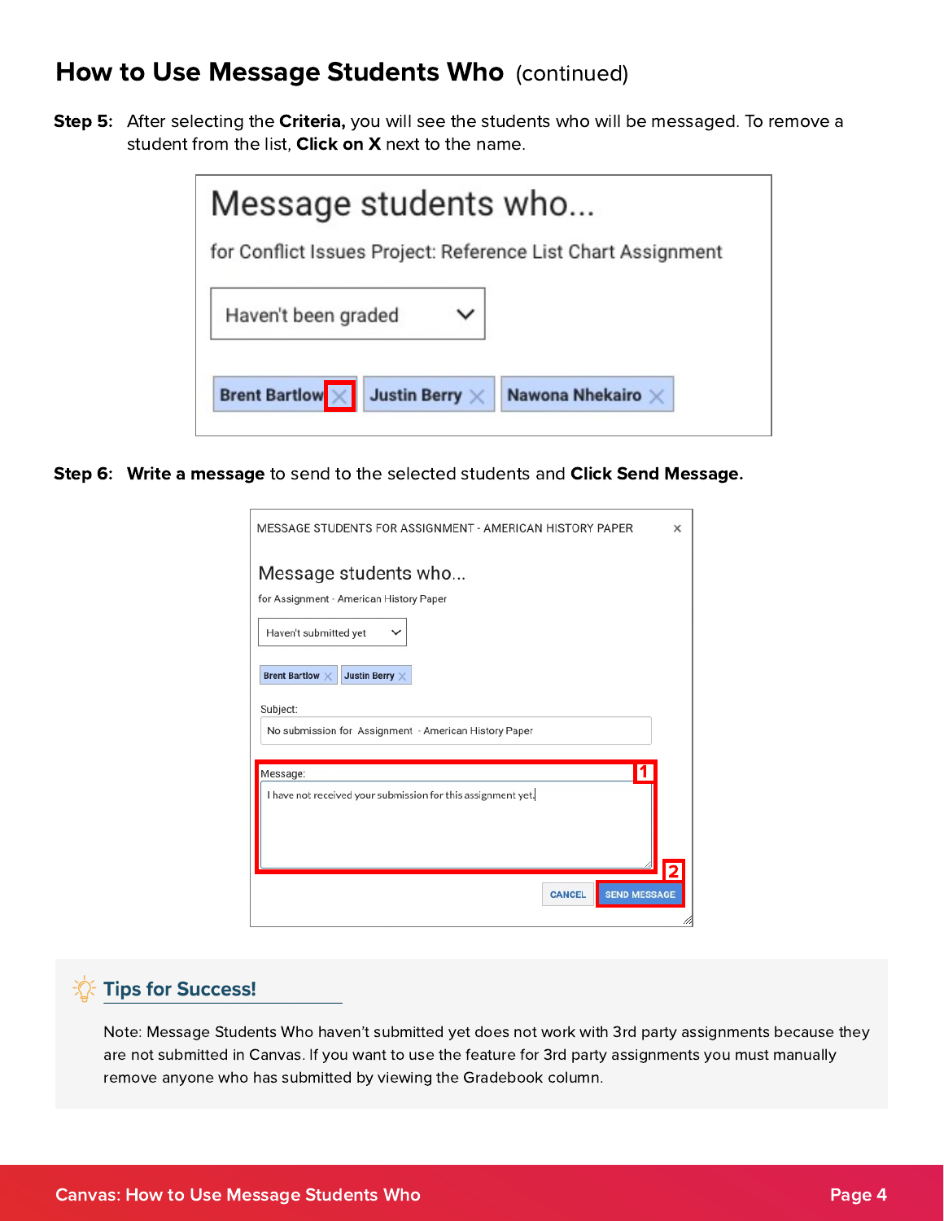## How to Use Message Students Who (continued)

**Step 5:** After selecting the **Criteria,** you will see the students who will be messaged. To remove a student from the list, **Click on X** next to the name.

**Step 6:** **Write a message** to send to the selected students and **Click Send Message.**

### Tips for Success!

Note: Message Students Who haven't submitted yet does not work with 3rd party assignments because they are not submitted in Canvas. If you want to use the feature for 3rd party assignments you must manually remove anyone who has submitted by viewing the Gradebook column.